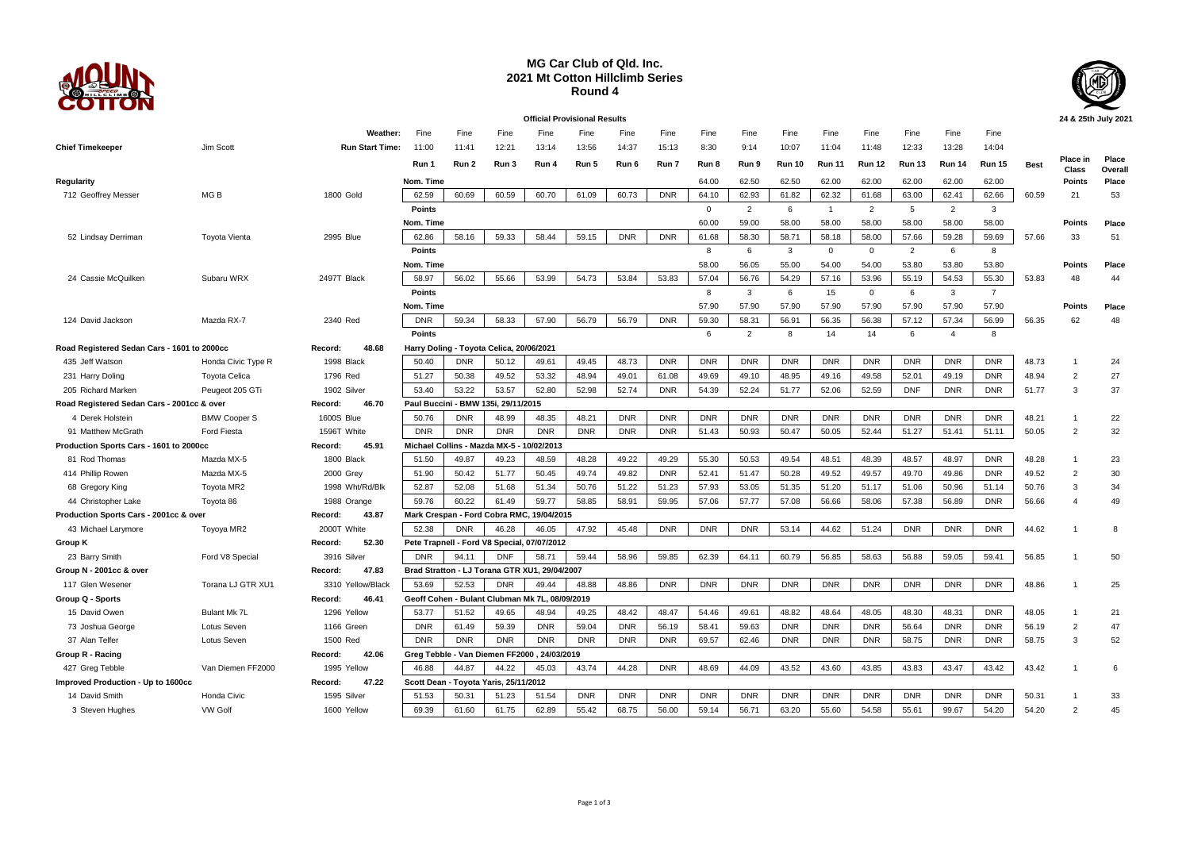# MG Car Club of Qld. Inc.
## 2021 Mt Cotton Hillclimb Series
## Round 4

**Official Provisional Results**

24 & 25th July 2021

| | | | | | | | | | | | | | | | | | | | | | |
|---|---|---|---|---|---|---|---|---|---|---|---|---|---|---|---|---|---|---|---|---|---|
| | | Weather: | Fine | Fine | Fine | Fine | Fine | Fine | Fine | Fine | Fine | Fine | Fine | Fine | Fine | Fine | Fine | | | |
| Chief Timekeeper | Jim Scott | Run Start Time: | 11:00 | 11:41 | 12:21 | 13:14 | 13:56 | 14:37 | 15:13 | 8:30 | 9:14 | 10:07 | 11:04 | 11:48 | 12:33 | 13:28 | 14:04 | | | |
| | | | Run 1 | Run 2 | Run 3 | Run 4 | Run 5 | Run 6 | Run 7 | Run 8 | Run 9 | Run 10 | Run 11 | Run 12 | Run 13 | Run 14 | Run 15 | Best | Place in Class | Place Overall |
| **Regularity** | | | Nom. Time | | | | | | | 64.00 | 62.50 | 62.50 | 62.00 | 62.00 | 62.00 | 62.00 | 62.00 | | Points | Place |
| 712 Geoffrey Messer | MG B | 1800 Gold | 62.59 | 60.69 | 60.59 | 60.70 | 61.09 | 60.73 | DNR | 64.10 | 62.93 | 61.82 | 62.32 | 61.68 | 63.00 | 62.41 | 62.66 | 60.59 | 21 | 53 |
| | | | Points | | | | | | | 0 | 2 | 6 | 1 | 2 | 5 | 2 | 3 | | | |
| | | | Nom. Time | | | | | | | 60.00 | 59.00 | 58.00 | 58.00 | 58.00 | 58.00 | 58.00 | 58.00 | | Points | Place |
| 52 Lindsay Derriman | Toyota Vienta | 2995 Blue | 62.86 | 58.16 | 59.33 | 58.44 | 59.15 | DNR | DNR | 61.68 | 58.30 | 58.71 | 58.18 | 58.00 | 57.66 | 59.28 | 59.69 | 57.66 | 33 | 51 |
| | | | Points | | | | | | | 8 | 6 | 3 | 0 | 0 | 2 | 6 | 8 | | | |
| | | | Nom. Time | | | | | | | 58.00 | 56.05 | 55.00 | 54.00 | 54.00 | 53.80 | 53.80 | 53.80 | | Points | Place |
| 24 Cassie McQuilken | Subaru WRX | 2497T Black | 58.97 | 56.02 | 55.66 | 53.99 | 54.73 | 53.84 | 53.83 | 57.04 | 56.76 | 54.29 | 57.16 | 53.96 | 55.19 | 54.53 | 55.30 | 53.83 | 48 | 44 |
| | | | Points | | | | | | | 8 | 3 | 6 | 15 | 0 | 6 | 3 | 7 | | | |
| | | | Nom. Time | | | | | | | 57.90 | 57.90 | 57.90 | 57.90 | 57.90 | 57.90 | 57.90 | 57.90 | | Points | Place |
| 124 David Jackson | Mazda RX-7 | 2340 Red | DNR | 59.34 | 58.33 | 57.90 | 56.79 | 56.79 | DNR | 59.30 | 58.31 | 56.91 | 56.35 | 56.38 | 57.12 | 57.34 | 56.99 | 56.35 | 62 | 48 |
| | | | Points | | | | | | | 6 | 2 | 8 | 14 | 14 | 6 | 4 | 8 | | | |
| **Road Registered Sedan Cars - 1601 to 2000cc** | | Record: 48.68 | Harry Doling - Toyota Celica, 20/06/2021 | | | | | | | | | | | | | | | | | |
| 435 Jeff Watson | Honda Civic Type R | 1998 Black | 50.40 | DNR | 50.12 | 49.61 | 49.45 | 48.73 | DNR | DNR | DNR | DNR | DNR | DNR | DNR | DNR | DNR | 48.73 | 1 | 24 |
| 231 Harry Doling | Toyota Celica | 1796 Red | 51.27 | 50.38 | 49.52 | 53.32 | 48.94 | 49.01 | 61.08 | 49.69 | 49.10 | 48.95 | 49.16 | 49.58 | 52.01 | 49.19 | DNR | 48.94 | 2 | 27 |
| 205 Richard Marken | Peugeot 205 GTi | 1902 Silver | 53.40 | 53.22 | 53.57 | 52.80 | 52.98 | 52.74 | DNR | 54.39 | 52.24 | 51.77 | 52.06 | 52.59 | DNF | DNR | DNR | 51.77 | 3 | 37 |
| **Road Registered Sedan Cars - 2001cc & over** | | Record: 46.70 | Paul Buccini - BMW 135i, 29/11/2015 | | | | | | | | | | | | | | | | | |
| 4 Derek Holstein | BMW Cooper S | 1600S Blue | 50.76 | DNR | 48.99 | 48.35 | 48.21 | DNR | DNR | DNR | DNR | DNR | DNR | DNR | DNR | DNR | DNR | 48.21 | 1 | 22 |
| 91 Matthew McGrath | Ford Fiesta | 1596T White | DNR | DNR | DNR | DNR | DNR | DNR | DNR | 51.43 | 50.93 | 50.47 | 50.05 | 52.44 | 51.27 | 51.41 | 51.11 | 50.05 | 2 | 32 |
| **Production Sports Cars - 1601 to 2000cc** | | Record: 45.91 | Michael Collins - Mazda MX-5 - 10/02/2013 | | | | | | | | | | | | | | | | | |
| 81 Rod Thomas | Mazda MX-5 | 1800 Black | 51.50 | 49.87 | 49.23 | 48.59 | 48.28 | 49.22 | 49.29 | 55.30 | 50.53 | 49.54 | 48.51 | 48.39 | 48.57 | 48.97 | DNR | 48.28 | 1 | 23 |
| 414 Phillip Rowen | Mazda MX-5 | 2000 Grey | 51.90 | 50.42 | 51.77 | 50.45 | 49.74 | 49.82 | DNR | 52.41 | 51.47 | 50.28 | 49.52 | 49.57 | 49.70 | 49.86 | DNR | 49.52 | 2 | 30 |
| 68 Gregory King | Toyota MR2 | 1998 Wht/Rd/Blk | 52.87 | 52.08 | 51.68 | 51.34 | 50.76 | 51.22 | 51.23 | 57.93 | 53.05 | 51.35 | 51.20 | 51.17 | 51.06 | 50.96 | 51.14 | 50.76 | 3 | 34 |
| 44 Christopher Lake | Toyota 86 | 1988 Orange | 59.76 | 60.22 | 61.49 | 59.77 | 58.85 | 58.91 | 59.95 | 57.06 | 57.77 | 57.08 | 56.66 | 58.06 | 57.38 | 56.89 | DNR | 56.66 | 4 | 49 |
| **Production Sports Cars - 2001cc & over** | | Record: 43.87 | Mark Crespan - Ford Cobra RMC, 19/04/2015 | | | | | | | | | | | | | | | | | |
| 43 Michael Larymore | Toyoya MR2 | 2000T White | 52.38 | DNR | 46.28 | 46.05 | 47.92 | 45.48 | DNR | DNR | DNR | 53.14 | 44.62 | 51.24 | DNR | DNR | DNR | 44.62 | 1 | 8 |
| **Group K** | | Record: 52.30 | Pete Trapnell - Ford V8 Special, 07/07/2012 | | | | | | | | | | | | | | | | | |
| 23 Barry Smith | Ford V8 Special | 3916 Silver | DNR | 94.11 | DNF | 58.71 | 59.44 | 58.96 | 59.85 | 62.39 | 64.11 | 60.79 | 56.85 | 58.63 | 56.88 | 59.05 | 59.41 | 56.85 | 1 | 50 |
| **Group N - 2001cc & over** | | Record: 47.83 | Brad Stratton - LJ Torana GTR XU1, 29/04/2007 | | | | | | | | | | | | | | | | | |
| 117 Glen Wesener | Torana LJ GTR XU1 | 3310 Yellow/Black | 53.69 | 52.53 | DNR | 49.44 | 48.88 | 48.86 | DNR | DNR | DNR | DNR | DNR | DNR | DNR | DNR | DNR | 48.86 | 1 | 25 |
| **Group Q - Sports** | | Record: 46.41 | Geoff Cohen - Bulant Clubman Mk 7L, 08/09/2019 | | | | | | | | | | | | | | | | | |
| 15 David Owen | Bulant Mk 7L | 1296 Yellow | 53.77 | 51.52 | 49.65 | 48.94 | 49.25 | 48.42 | 48.47 | 54.46 | 49.61 | 48.82 | 48.64 | 48.05 | 48.30 | 48.31 | DNR | 48.05 | 1 | 21 |
| 73 Joshua George | Lotus Seven | 1166 Green | DNR | 61.49 | 59.39 | DNR | 59.04 | DNR | 56.19 | 58.41 | 59.63 | DNR | DNR | DNR | 56.64 | DNR | DNR | 56.19 | 2 | 47 |
| 37 Alan Telfer | Lotus Seven | 1500 Red | DNR | DNR | DNR | DNR | DNR | DNR | DNR | 69.57 | 62.46 | DNR | DNR | DNR | 58.75 | DNR | DNR | 58.75 | 3 | 52 |
| **Group R - Racing** | | Record: 42.06 | Greg Tebble - Van Diemen FF2000 , 24/03/2019 | | | | | | | | | | | | | | | | | |
| 427 Greg Tebble | Van Diemen FF2000 | 1995 Yellow | 46.88 | 44.87 | 44.22 | 45.03 | 43.74 | 44.28 | DNR | 48.69 | 44.09 | 43.52 | 43.60 | 43.85 | 43.83 | 43.47 | 43.42 | 43.42 | 1 | 6 |
| **Improved Production - Up to 1600cc** | | Record: 47.22 | Scott Dean - Toyota Yaris, 25/11/2012 | | | | | | | | | | | | | | | | | |
| 14 David Smith | Honda Civic | 1595 Silver | 51.53 | 50.31 | 51.23 | 51.54 | DNR | DNR | DNR | DNR | DNR | DNR | DNR | DNR | DNR | DNR | DNR | 50.31 | 1 | 33 |
| 3 Steven Hughes | VW Golf | 1600 Yellow | 69.39 | 61.60 | 61.75 | 62.89 | 55.42 | 68.75 | 56.00 | 59.14 | 56.71 | 63.20 | 55.60 | 54.58 | 55.61 | 99.67 | 54.20 | 54.20 | 2 | 45 |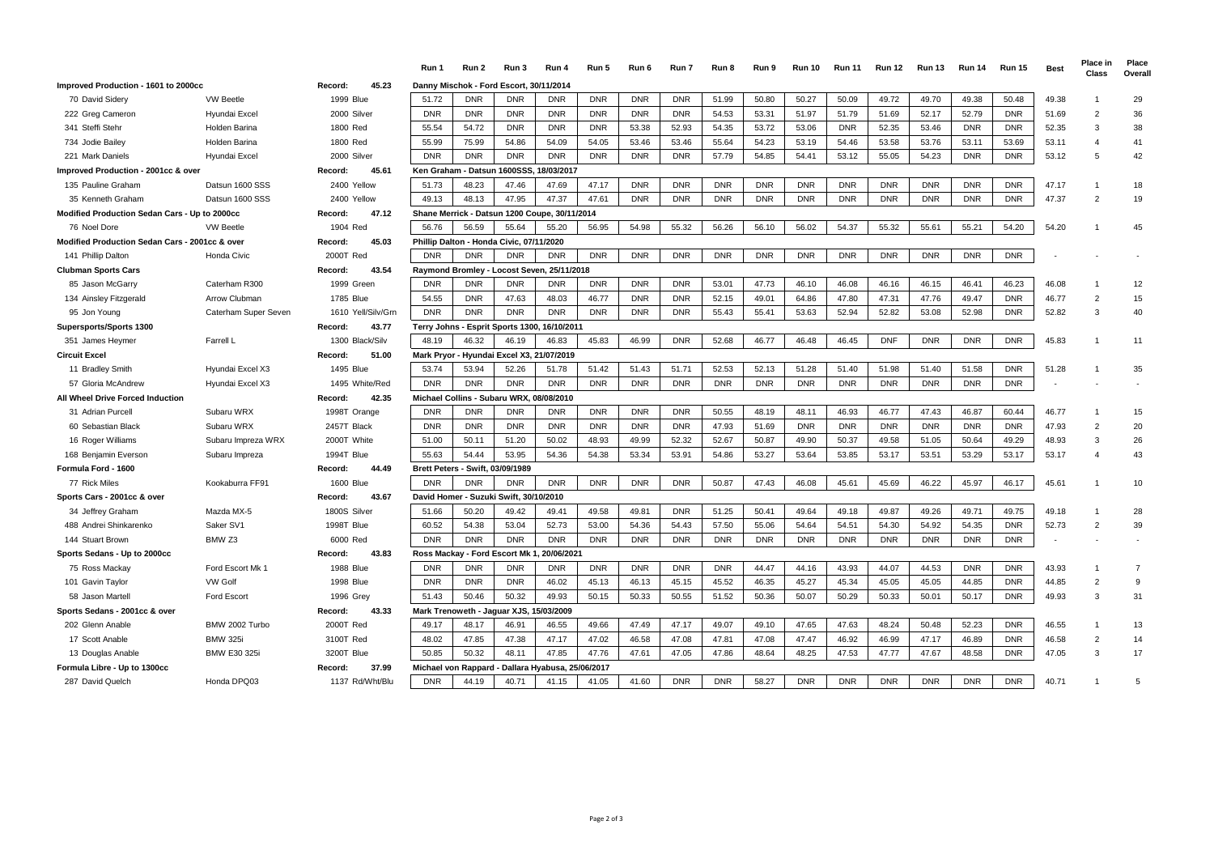| | | | Run 1 | Run 2 | Run 3 | Run 4 | Run 5 | Run 6 | Run 7 | Run 8 | Run 9 | Run 10 | Run 11 | Run 12 | Run 13 | Run 14 | Run 15 | Best | Place in Class | Place Overall |
|---|---|---|---|---|---|---|---|---|---|---|---|---|---|---|---|---|---|---|---|---|---|
| **Improved Production - 1601 to 2000cc** | | **Record: 45.23** | **Danny Mischok - Ford Escort, 30/11/2014** | | | | | | | | | | | | | | | | | |
| 70 David Sidery | VW Beetle | 1999 Blue | 51.72 | DNR | DNR | DNR | DNR | DNR | DNR | 51.99 | 50.80 | 50.27 | 50.09 | 49.72 | 49.70 | 49.38 | 50.48 | 49.38 | 1 | 29 |
| 222 Greg Cameron | Hyundai Excel | 2000 Silver | DNR | DNR | DNR | DNR | DNR | DNR | DNR | 54.53 | 53.31 | 51.97 | 51.79 | 51.69 | 52.17 | 52.79 | DNR | 51.69 | 2 | 36 |
| 341 Steffi Stehr | Holden Barina | 1800 Red | 55.54 | 54.72 | DNR | DNR | DNR | 53.38 | 52.93 | 54.35 | 53.72 | 53.06 | DNR | 52.35 | 53.46 | DNR | DNR | 52.35 | 3 | 38 |
| 734 Jodie Bailey | Holden Barina | 1800 Red | 55.99 | 75.99 | 54.86 | 54.09 | 54.05 | 53.46 | 53.46 | 55.64 | 54.23 | 53.19 | 54.46 | 53.58 | 53.76 | 53.11 | 53.69 | 53.11 | 4 | 41 |
| 221 Mark Daniels | Hyundai Excel | 2000 Silver | DNR | DNR | DNR | DNR | DNR | DNR | DNR | 57.79 | 54.85 | 54.41 | 53.12 | 55.05 | 54.23 | DNR | DNR | 53.12 | 5 | 42 |
| **Improved Production - 2001cc & over** | | **Record: 45.61** | **Ken Graham - Datsun 1600SSS, 18/03/2017** | | | | | | | | | | | | | | | | | |
| 135 Pauline Graham | Datsun 1600 SSS | 2400 Yellow | 51.73 | 48.23 | 47.46 | 47.69 | 47.17 | DNR | DNR | DNR | DNR | DNR | DNR | DNR | DNR | DNR | DNR | 47.17 | 1 | 18 |
| 35 Kenneth Graham | Datsun 1600 SSS | 2400 Yellow | 49.13 | 48.13 | 47.95 | 47.37 | 47.61 | DNR | DNR | DNR | DNR | DNR | DNR | DNR | DNR | DNR | DNR | 47.37 | 2 | 19 |
| **Modified Production Sedan Cars - Up to 2000cc** | | **Record: 47.12** | **Shane Merrick - Datsun 1200 Coupe, 30/11/2014** | | | | | | | | | | | | | | | | | |
| 76 Noel Dore | VW Beetle | 1904 Red | 56.76 | 56.59 | 55.64 | 55.20 | 56.95 | 54.98 | 55.32 | 56.26 | 56.10 | 56.02 | 54.37 | 55.32 | 55.61 | 55.21 | 54.20 | 54.20 | 1 | 45 |
| **Modified Production Sedan Cars - 2001cc & over** | | **Record: 45.03** | **Phillip Dalton - Honda Civic, 07/11/2020** | | | | | | | | | | | | | | | | | |
| 141 Phillip Dalton | Honda Civic | 2000T Red | DNR | DNR | DNR | DNR | DNR | DNR | DNR | DNR | DNR | DNR | DNR | DNR | DNR | DNR | DNR | - | - | - |
| **Clubman Sports Cars** | | **Record: 43.54** | **Raymond Bromley - Locost Seven, 25/11/2018** | | | | | | | | | | | | | | | | | |
| 85 Jason McGarry | Caterham R300 | 1999 Green | DNR | DNR | DNR | DNR | DNR | DNR | DNR | 53.01 | 47.73 | 46.10 | 46.08 | 46.16 | 46.15 | 46.41 | 46.23 | 46.08 | 1 | 12 |
| 134 Ainsley Fitzgerald | Arrow Clubman | 1785 Blue | 54.55 | DNR | 47.63 | 48.03 | 46.77 | DNR | DNR | 52.15 | 49.01 | 64.86 | 47.80 | 47.31 | 47.76 | 49.47 | DNR | 46.77 | 2 | 15 |
| 95 Jon Young | Caterham Super Seven | 1610 Yell/Silv/Grn | DNR | DNR | DNR | DNR | DNR | DNR | DNR | 55.43 | 55.41 | 53.63 | 52.94 | 52.82 | 53.08 | 52.98 | DNR | 52.82 | 3 | 40 |
| **Supersports/Sports 1300** | | **Record: 43.77** | **Terry Johns - Esprit Sports 1300, 16/10/2011** | | | | | | | | | | | | | | | | | |
| 351 James Heymer | Farrell L | 1300 Black/Silv | 48.19 | 46.32 | 46.19 | 46.83 | 45.83 | 46.99 | DNR | 52.68 | 46.77 | 46.48 | 46.45 | DNF | DNR | DNR | DNR | 45.83 | 1 | 11 |
| **Circuit Excel** | | **Record: 51.00** | **Mark Pryor - Hyundai Excel X3, 21/07/2019** | | | | | | | | | | | | | | | | | |
| 11 Bradley Smith | Hyundai Excel X3 | 1495 Blue | 53.74 | 53.94 | 52.26 | 51.78 | 51.42 | 51.43 | 51.71 | 52.53 | 52.13 | 51.28 | 51.40 | 51.98 | 51.40 | 51.58 | DNR | 51.28 | 1 | 35 |
| 57 Gloria McAndrew | Hyundai Excel X3 | 1495 White/Red | DNR | DNR | DNR | DNR | DNR | DNR | DNR | DNR | DNR | DNR | DNR | DNR | DNR | DNR | DNR | - | - | - |
| **All Wheel Drive Forced Induction** | | **Record: 42.35** | **Michael Collins - Subaru WRX, 08/08/2010** | | | | | | | | | | | | | | | | | |
| 31 Adrian Purcell | Subaru WRX | 1998T Orange | DNR | DNR | DNR | DNR | DNR | DNR | DNR | 50.55 | 48.19 | 48.11 | 46.93 | 46.77 | 47.43 | 46.87 | 60.44 | 46.77 | 1 | 15 |
| 60 Sebastian Black | Subaru WRX | 2457T Black | DNR | DNR | DNR | DNR | DNR | DNR | DNR | 47.93 | 51.69 | DNR | DNR | DNR | DNR | DNR | DNR | 47.93 | 2 | 20 |
| 16 Roger Williams | Subaru Impreza WRX | 2000T White | 51.00 | 50.11 | 51.20 | 50.02 | 48.93 | 49.99 | 52.32 | 52.67 | 50.87 | 49.90 | 50.37 | 49.58 | 51.05 | 50.64 | 49.29 | 48.93 | 3 | 26 |
| 168 Benjamin Everson | Subaru Impreza | 1994T Blue | 55.63 | 54.44 | 53.95 | 54.36 | 54.38 | 53.34 | 53.91 | 54.86 | 53.27 | 53.64 | 53.85 | 53.17 | 53.51 | 53.29 | 53.17 | 53.17 | 4 | 43 |
| **Formula Ford - 1600** | | **Record: 44.49** | **Brett Peters - Swift, 03/09/1989** | | | | | | | | | | | | | | | | | |
| 77 Rick Miles | Kookaburra FF91 | 1600 Blue | DNR | DNR | DNR | DNR | DNR | DNR | DNR | 50.87 | 47.43 | 46.08 | 45.61 | 45.69 | 46.22 | 45.97 | 46.17 | 45.61 | 1 | 10 |
| **Sports Cars - 2001cc & over** | | **Record: 43.67** | **David Homer - Suzuki Swift, 30/10/2010** | | | | | | | | | | | | | | | | | |
| 34 Jeffrey Graham | Mazda MX-5 | 1800S Silver | 51.66 | 50.20 | 49.42 | 49.41 | 49.58 | 49.81 | DNR | 51.25 | 50.41 | 49.64 | 49.18 | 49.87 | 49.26 | 49.71 | 49.75 | 49.18 | 1 | 28 |
| 488 Andrei Shinkarenko | Saker SV1 | 1998T Blue | 60.52 | 54.38 | 53.04 | 52.73 | 53.00 | 54.36 | 54.43 | 57.50 | 55.06 | 54.64 | 54.51 | 54.30 | 54.92 | 54.35 | DNR | 52.73 | 2 | 39 |
| 144 Stuart Brown | BMW Z3 | 6000 Red | DNR | DNR | DNR | DNR | DNR | DNR | DNR | DNR | DNR | DNR | DNR | DNR | DNR | DNR | DNR | - | - | - |
| **Sports Sedans - Up to 2000cc** | | **Record: 43.83** | **Ross Mackay - Ford Escort Mk 1, 20/06/2021** | | | | | | | | | | | | | | | | | |
| 75 Ross Mackay | Ford Escort Mk 1 | 1988 Blue | DNR | DNR | DNR | DNR | DNR | DNR | DNR | DNR | 44.47 | 44.16 | 43.93 | 44.07 | 44.53 | DNR | DNR | 43.93 | 1 | 7 |
| 101 Gavin Taylor | VW Golf | 1998 Blue | DNR | DNR | DNR | 46.02 | 45.13 | 46.13 | 45.15 | 45.52 | 46.35 | 45.27 | 45.34 | 45.05 | 45.05 | 44.85 | DNR | 44.85 | 2 | 9 |
| 58 Jason Martell | Ford Escort | 1996 Grey | 51.43 | 50.46 | 50.32 | 49.93 | 50.15 | 50.33 | 50.55 | 51.52 | 50.36 | 50.07 | 50.29 | 50.33 | 50.01 | 50.17 | DNR | 49.93 | 3 | 31 |
| **Sports Sedans - 2001cc & over** | | **Record: 43.33** | **Mark Trenoweth - Jaguar XJS, 15/03/2009** | | | | | | | | | | | | | | | | | |
| 202 Glenn Anable | BMW 2002 Turbo | 2000T Red | 49.17 | 48.17 | 46.91 | 46.55 | 49.66 | 47.49 | 47.17 | 49.07 | 49.10 | 47.65 | 47.63 | 48.24 | 50.48 | 52.23 | DNR | 46.55 | 1 | 13 |
| 17 Scott Anable | BMW 325i | 3100T Red | 48.02 | 47.85 | 47.38 | 47.17 | 47.02 | 46.58 | 47.08 | 47.81 | 47.08 | 47.47 | 46.92 | 46.99 | 47.17 | 46.89 | DNR | 46.58 | 2 | 14 |
| 13 Douglas Anable | BMW E30 325i | 3200T Blue | 50.85 | 50.32 | 48.11 | 47.85 | 47.76 | 47.61 | 47.05 | 47.86 | 48.64 | 48.25 | 47.53 | 47.77 | 47.67 | 48.58 | DNR | 47.05 | 3 | 17 |
| **Formula Libre - Up to 1300cc** | | **Record: 37.99** | **Michael von Rappard - Dallara Hyabusa, 25/06/2017** | | | | | | | | | | | | | | | | | |
| 287 David Quelch | Honda DPQ03 | 1137 Rd/Wht/Blu | DNR | 44.19 | 40.71 | 41.15 | 41.05 | 41.60 | DNR | DNR | 58.27 | DNR | DNR | DNR | DNR | DNR | DNR | 40.71 | 1 | 5 |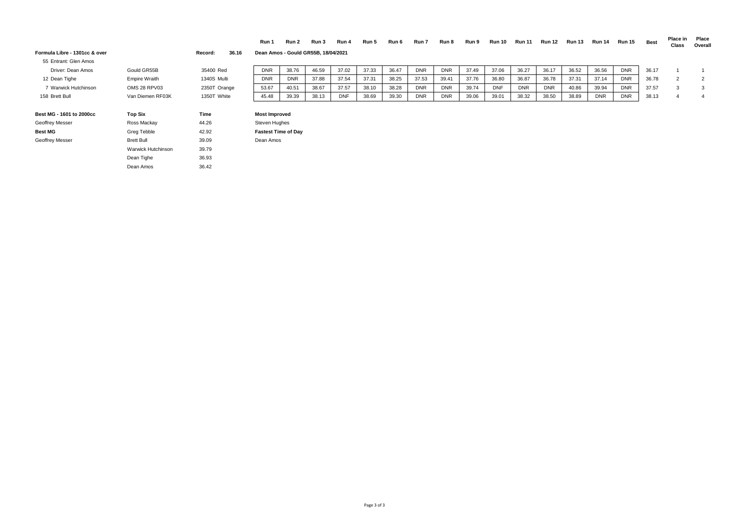| | | | Run 1 | Run 2 | Run 3 | Run 4 | Run 5 | Run 6 | Run 7 | Run 8 | Run 9 | Run 10 | Run 11 | Run 12 | Run 13 | Run 14 | Run 15 | Best | Place in Class | Place Overall |
|---|---|---|---|---|---|---|---|---|---|---|---|---|---|---|---|---|---|---|---|---|---|
| **Formula Libre - 1301cc & over** | | **Record: 36.16** | **Dean Amos - Gould GR55B, 18/04/2021** | | | | | | | | | | | | | | | | | | |
| 55 Entrant: Glen Amos | | | | | | | | | | | | | | | | | | | | | |
| Driver: Dean Amos | Gould GR55B | 35400 Red | DNR | 38.76 | 46.59 | 37.02 | 37.33 | 36.47 | DNR | DNR | 37.49 | 37.06 | 36.27 | 36.17 | 36.52 | 36.56 | DNR | 36.17 | 1 | 1 |
| 12 Dean Tighe | Empire Wraith | 1340S Multi | DNR | DNR | 37.88 | 37.54 | 37.31 | 38.25 | 37.53 | 39.41 | 37.76 | 36.80 | 36.87 | 36.78 | 37.31 | 37.14 | DNR | 36.78 | 2 | 2 |
| 7 Warwick Hutchinson | OMS 28 RPV03 | 2350T Orange | 53.67 | 40.51 | 38.67 | 37.57 | 38.10 | 38.28 | DNR | DNR | 39.74 | DNF | DNR | DNR | 40.86 | 39.94 | DNR | 37.57 | 3 | 3 |
| 158 Brett Bull | Van Diemen RF03K | 1350T White | 45.48 | 39.39 | 38.13 | DNF | 38.69 | 39.30 | DNR | DNR | 39.06 | 39.01 | 38.32 | 38.50 | 38.89 | DNR | DNR | 38.13 | 4 | 4 |

| | | | |
|---|---|---|---|
| **Best MG - 1601 to 2000cc** | **Top Six** | **Time** | **Most Improved** |
| Geoffrey Messer | Ross Mackay | 44.26 | Steven Hughes |
| **Best MG** | Greg Tebble | 42.92 | **Fastest Time of Day** |
| Geoffrey Messer | Brett Bull | 39.09 | Dean Amos |
| | Warwick Hutchinson | 39.79 | |
| | Dean Tighe | 36.93 | |
| | Dean Amos | 36.42 | |